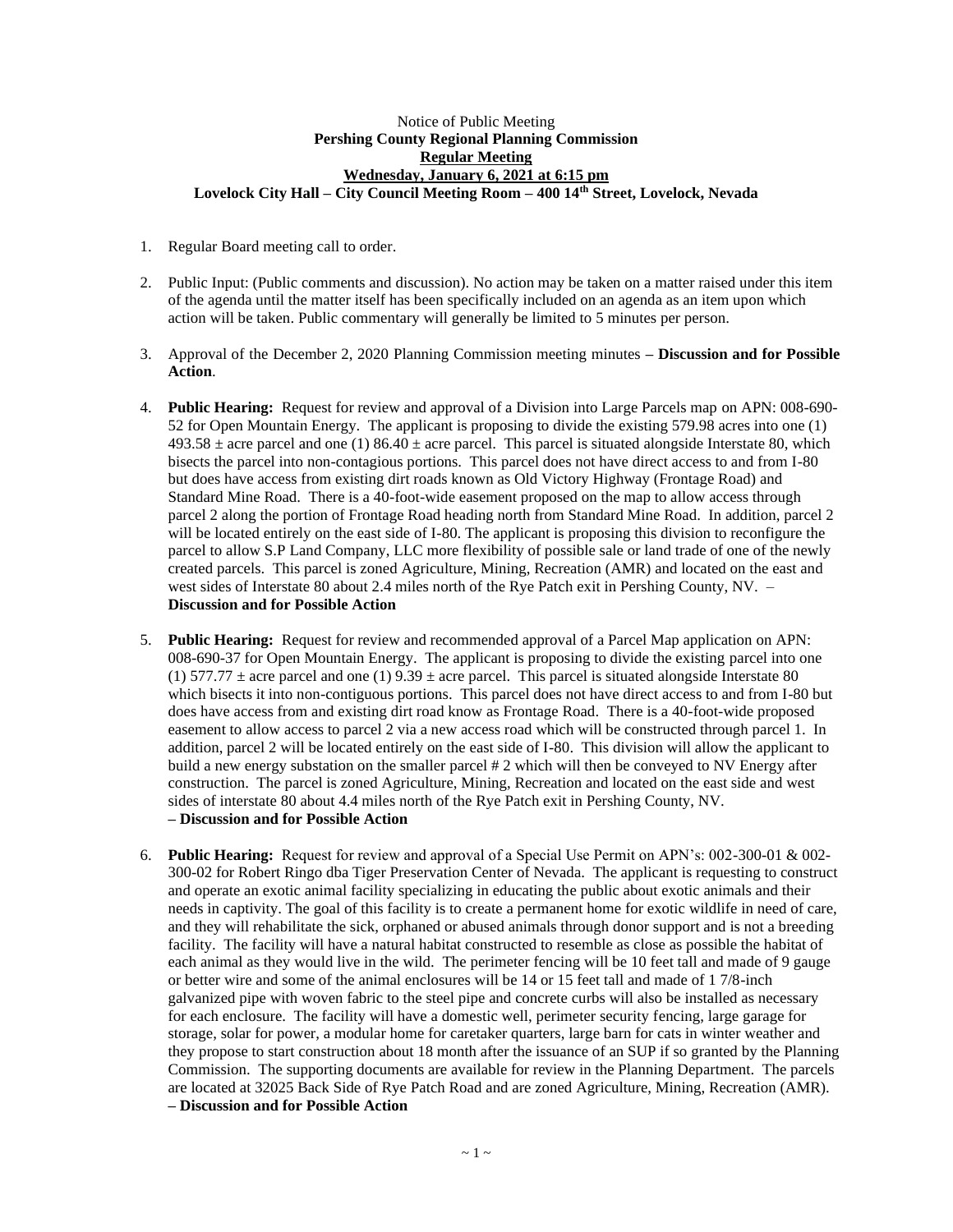Notice of Public Meeting

**Pershing County Regional Planning Commission**

**Regular Meeting**

**Wednesday, January 6, 2021 at 6:15 pm**

**Lovelock City Hall – City Council Meeting Room – 400 14th Street, Lovelock, Nevada**

1. Regular Board meeting call to order.

2. Public Input: (Public comments and discussion). No action may be taken on a matter raised under this item of the agenda until the matter itself has been specifically included on an agenda as an item upon which action will be taken. Public commentary will generally be limited to 5 minutes per person.

3. Approval of the December 2, 2020 Planning Commission meeting minutes **– Discussion and for Possible Action**.

4. **Public Hearing:** Request for review and approval of a Division into Large Parcels map on APN: 008-690-52 for Open Mountain Energy. The applicant is proposing to divide the existing 579.98 acres into one (1) 493.58 ± acre parcel and one (1) 86.40 ± acre parcel. This parcel is situated alongside Interstate 80, which bisects the parcel into non-contagious portions. This parcel does not have direct access to and from I-80 but does have access from existing dirt roads known as Old Victory Highway (Frontage Road) and Standard Mine Road. There is a 40-foot-wide easement proposed on the map to allow access through parcel 2 along the portion of Frontage Road heading north from Standard Mine Road. In addition, parcel 2 will be located entirely on the east side of I-80. The applicant is proposing this division to reconfigure the parcel to allow S.P Land Company, LLC more flexibility of possible sale or land trade of one of the newly created parcels. This parcel is zoned Agriculture, Mining, Recreation (AMR) and located on the east and west sides of Interstate 80 about 2.4 miles north of the Rye Patch exit in Pershing County, NV. – **Discussion and for Possible Action**

5. **Public Hearing:** Request for review and recommended approval of a Parcel Map application on APN: 008-690-37 for Open Mountain Energy. The applicant is proposing to divide the existing parcel into one (1) 577.77 ± acre parcel and one (1) 9.39 ± acre parcel. This parcel is situated alongside Interstate 80 which bisects it into non-contiguous portions. This parcel does not have direct access to and from I-80 but does have access from and existing dirt road know as Frontage Road. There is a 40-foot-wide proposed easement to allow access to parcel 2 via a new access road which will be constructed through parcel 1. In addition, parcel 2 will be located entirely on the east side of I-80. This division will allow the applicant to build a new energy substation on the smaller parcel # 2 which will then be conveyed to NV Energy after construction. The parcel is zoned Agriculture, Mining, Recreation and located on the east side and west sides of interstate 80 about 4.4 miles north of the Rye Patch exit in Pershing County, NV.
**– Discussion and for Possible Action**

6. **Public Hearing:** Request for review and approval of a Special Use Permit on APN's: 002-300-01 & 002-300-02 for Robert Ringo dba Tiger Preservation Center of Nevada. The applicant is requesting to construct and operate an exotic animal facility specializing in educating the public about exotic animals and their needs in captivity. The goal of this facility is to create a permanent home for exotic wildlife in need of care, and they will rehabilitate the sick, orphaned or abused animals through donor support and is not a breeding facility. The facility will have a natural habitat constructed to resemble as close as possible the habitat of each animal as they would live in the wild. The perimeter fencing will be 10 feet tall and made of 9 gauge or better wire and some of the animal enclosures will be 14 or 15 feet tall and made of 1 7/8-inch galvanized pipe with woven fabric to the steel pipe and concrete curbs will also be installed as necessary for each enclosure. The facility will have a domestic well, perimeter security fencing, large garage for storage, solar for power, a modular home for caretaker quarters, large barn for cats in winter weather and they propose to start construction about 18 month after the issuance of an SUP if so granted by the Planning Commission. The supporting documents are available for review in the Planning Department. The parcels are located at 32025 Back Side of Rye Patch Road and are zoned Agriculture, Mining, Recreation (AMR).
**– Discussion and for Possible Action**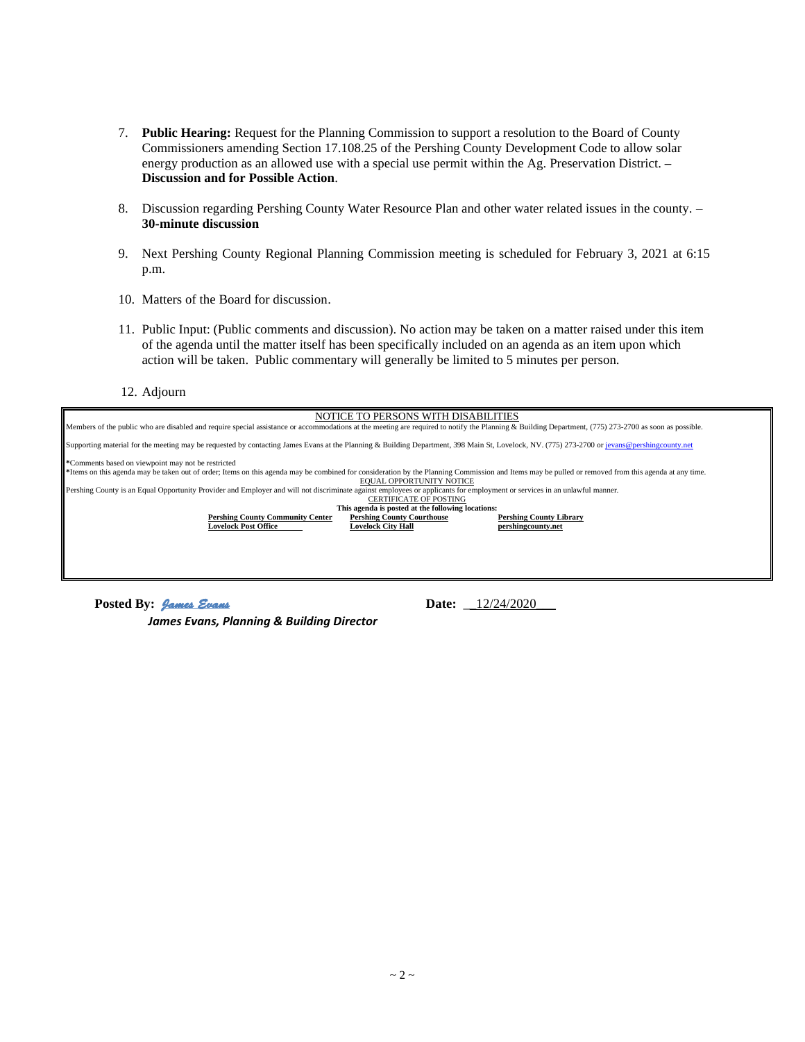7. **Public Hearing:** Request for the Planning Commission to support a resolution to the Board of County Commissioners amending Section 17.108.25 of the Pershing County Development Code to allow solar energy production as an allowed use with a special use permit within the Ag. Preservation District. – **Discussion and for Possible Action**.

8. Discussion regarding Pershing County Water Resource Plan and other water related issues in the county. – **30-minute discussion**

9. Next Pershing County Regional Planning Commission meeting is scheduled for February 3, 2021 at 6:15 p.m.

10. Matters of the Board for discussion.

11. Public Input: (Public comments and discussion). No action may be taken on a matter raised under this item of the agenda until the matter itself has been specifically included on an agenda as an item upon which action will be taken. Public commentary will generally be limited to 5 minutes per person.

12. Adjourn

NOTICE TO PERSONS WITH DISABILITIES

Members of the public who are disabled and require special assistance or accommodations at the meeting are required to notify the Planning & Building Department, (775) 273-2700 as soon as possible.

Supporting material for the meeting may be requested by contacting James Evans at the Planning & Building Department, 398 Main St, Lovelock, NV. (775) 273-2700 or jevans@pershingcounty.net

*Comments based on viewpoint may not be restricted

*Items on this agenda may be taken out of order; Items on this agenda may be combined for consideration by the Planning Commission and Items may be pulled or removed from this agenda at any time.

EQUAL OPPORTUNITY NOTICE

Pershing County is an Equal Opportunity Provider and Employer and will not discriminate against employees or applicants for employment or services in an unlawful manner.

CERTIFICATE OF POSTING

**This agenda is posted at the following locations:**

| | | |
|---|---|---|
| **Pershing County Community Center** | **Pershing County Courthouse** | **Pershing County Library** |
| **Lovelock Post Office** | **Lovelock City Hall** | **pershingcounty.net** |

**Posted By:** *James Evans* **Date:** 12/24/2020

*James Evans, Planning & Building Director*